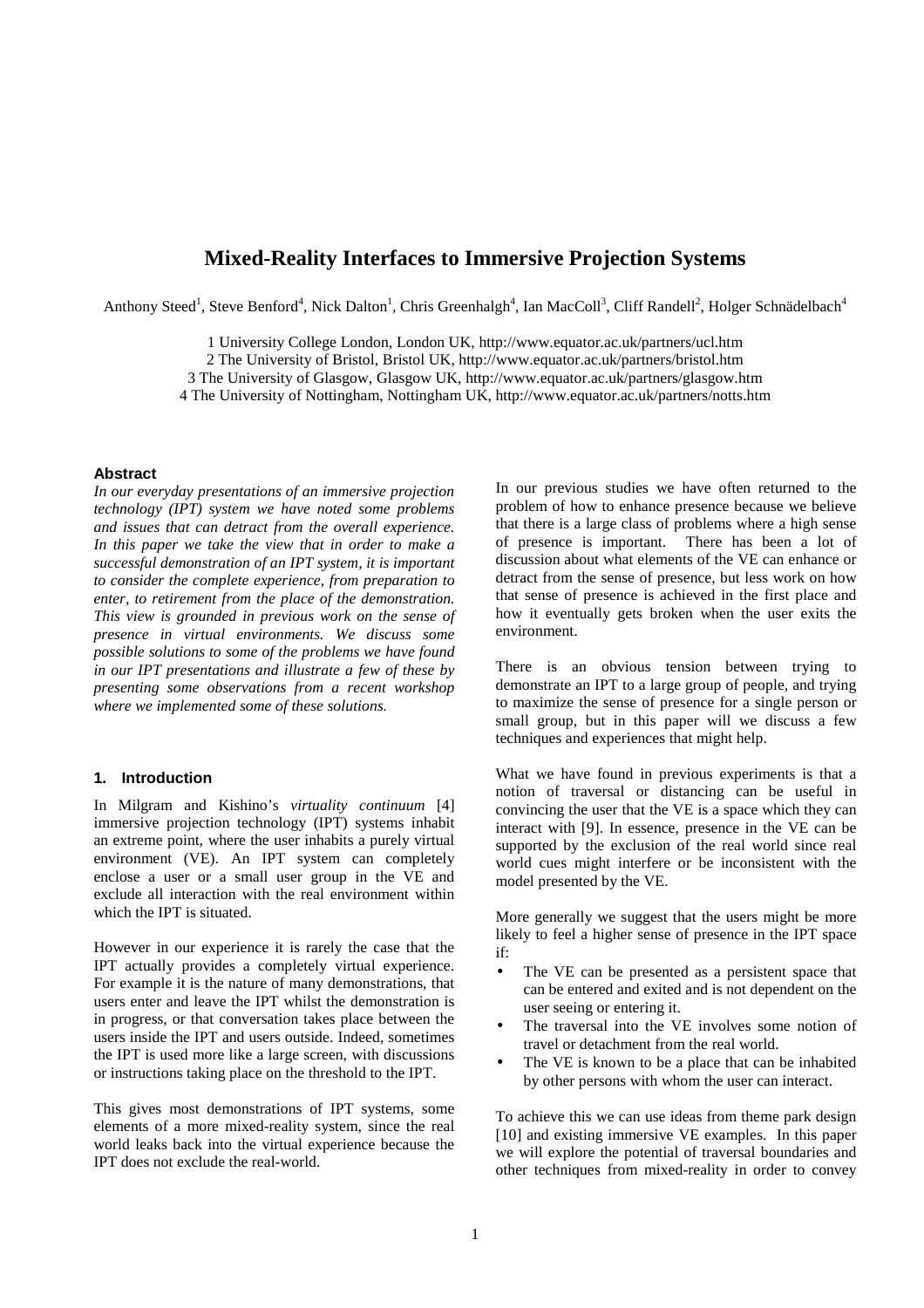# Mixed-Reality Interfaces to Immersive Projection Systems

Anthony Steed[1], Steve Benford[4], Nick Dalton[1], Chris Greenhalgh[4], Ian MacColl[3], Cliff Randell[2], Holger Schnädelbach[4]

1 University College London, London UK, http://www.equator.ac.uk/partners/ucl.htm
2 The University of Bristol, Bristol UK, http://www.equator.ac.uk/partners/bristol.htm
3 The University of Glasgow, Glasgow UK, http://www.equator.ac.uk/partners/glasgow.htm
4 The University of Nottingham, Nottingham UK, http://www.equator.ac.uk/partners/notts.htm

#### Abstract

*In our everyday presentations of an immersive projection technology (IPT) system we have noted some problems and issues that can detract from the overall experience. In this paper we take the view that in order to make a successful demonstration of an IPT system, it is important to consider the complete experience, from preparation to enter, to retirement from the place of the demonstration. This view is grounded in previous work on the sense of presence in virtual environments. We discuss some possible solutions to some of the problems we have found in our IPT presentations and illustrate a few of these by presenting some observations from a recent workshop where we implemented some of these solutions.*

#### 1. Introduction

In Milgram and Kishino's *virtuality continuum* [4] immersive projection technology (IPT) systems inhabit an extreme point, where the user inhabits a purely virtual environment (VE). An IPT system can completely enclose a user or a small user group in the VE and exclude all interaction with the real environment within which the IPT is situated.

However in our experience it is rarely the case that the IPT actually provides a completely virtual experience. For example it is the nature of many demonstrations, that users enter and leave the IPT whilst the demonstration is in progress, or that conversation takes place between the users inside the IPT and users outside. Indeed, sometimes the IPT is used more like a large screen, with discussions or instructions taking place on the threshold to the IPT.

This gives most demonstrations of IPT systems, some elements of a more mixed-reality system, since the real world leaks back into the virtual experience because the IPT does not exclude the real-world.

In our previous studies we have often returned to the problem of how to enhance presence because we believe that there is a large class of problems where a high sense of presence is important. There has been a lot of discussion about what elements of the VE can enhance or detract from the sense of presence, but less work on how that sense of presence is achieved in the first place and how it eventually gets broken when the user exits the environment.

There is an obvious tension between trying to demonstrate an IPT to a large group of people, and trying to maximize the sense of presence for a single person or small group, but in this paper will we discuss a few techniques and experiences that might help.

What we have found in previous experiments is that a notion of traversal or distancing can be useful in convincing the user that the VE is a space which they can interact with [9]. In essence, presence in the VE can be supported by the exclusion of the real world since real world cues might interfere or be inconsistent with the model presented by the VE.

More generally we suggest that the users might be more likely to feel a higher sense of presence in the IPT space if:

- The VE can be presented as a persistent space that can be entered and exited and is not dependent on the user seeing or entering it.
- The traversal into the VE involves some notion of travel or detachment from the real world.
- The VE is known to be a place that can be inhabited by other persons with whom the user can interact.

To achieve this we can use ideas from theme park design [10] and existing immersive VE examples. In this paper we will explore the potential of traversal boundaries and other techniques from mixed-reality in order to convey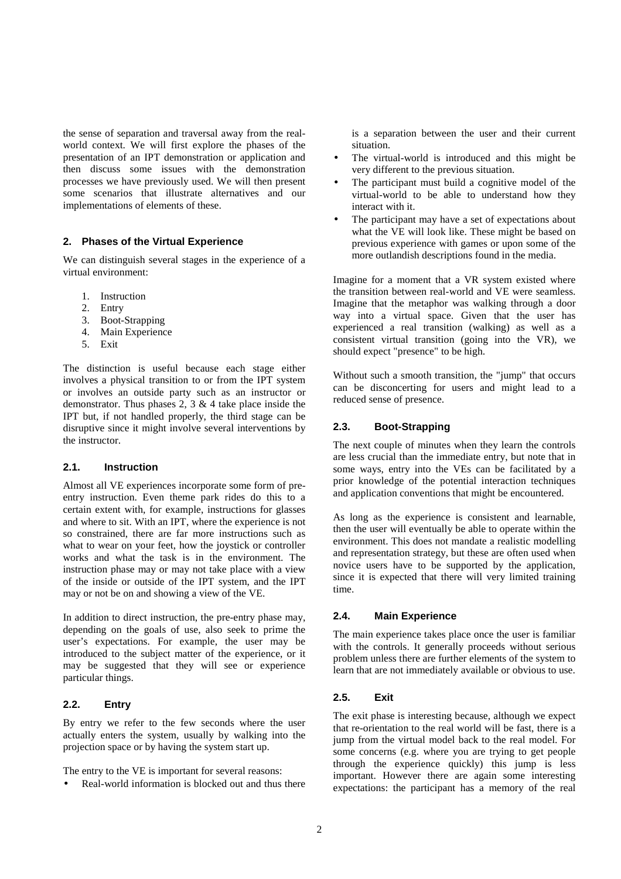the sense of separation and traversal away from the real-world context. We will first explore the phases of the presentation of an IPT demonstration or application and then discuss some issues with the demonstration processes we have previously used. We will then present some scenarios that illustrate alternatives and our implementations of elements of these.

## 2. Phases of the Virtual Experience

We can distinguish several stages in the experience of a virtual environment:

1. Instruction
2. Entry
3. Boot-Strapping
4. Main Experience
5. Exit

The distinction is useful because each stage either involves a physical transition to or from the IPT system or involves an outside party such as an instructor or demonstrator. Thus phases 2, 3 & 4 take place inside the IPT but, if not handled properly, the third stage can be disruptive since it might involve several interventions by the instructor.

### 2.1. Instruction

Almost all VE experiences incorporate some form of pre-entry instruction. Even theme park rides do this to a certain extent with, for example, instructions for glasses and where to sit. With an IPT, where the experience is not so constrained, there are far more instructions such as what to wear on your feet, how the joystick or controller works and what the task is in the environment. The instruction phase may or may not take place with a view of the inside or outside of the IPT system, and the IPT may or not be on and showing a view of the VE.

In addition to direct instruction, the pre-entry phase may, depending on the goals of use, also seek to prime the user's expectations. For example, the user may be introduced to the subject matter of the experience, or it may be suggested that they will see or experience particular things.

### 2.2. Entry

By entry we refer to the few seconds where the user actually enters the system, usually by walking into the projection space or by having the system start up.

The entry to the VE is important for several reasons:

- Real-world information is blocked out and thus there is a separation between the user and their current situation.
- The virtual-world is introduced and this might be very different to the previous situation.
- The participant must build a cognitive model of the virtual-world to be able to understand how they interact with it.
- The participant may have a set of expectations about what the VE will look like. These might be based on previous experience with games or upon some of the more outlandish descriptions found in the media.

Imagine for a moment that a VR system existed where the transition between real-world and VE were seamless. Imagine that the metaphor was walking through a door way into a virtual space. Given that the user has experienced a real transition (walking) as well as a consistent virtual transition (going into the VR), we should expect "presence" to be high.

Without such a smooth transition, the "jump" that occurs can be disconcerting for users and might lead to a reduced sense of presence.

### 2.3. Boot-Strapping

The next couple of minutes when they learn the controls are less crucial than the immediate entry, but note that in some ways, entry into the VEs can be facilitated by a prior knowledge of the potential interaction techniques and application conventions that might be encountered.

As long as the experience is consistent and learnable, then the user will eventually be able to operate within the environment. This does not mandate a realistic modelling and representation strategy, but these are often used when novice users have to be supported by the application, since it is expected that there will very limited training time.

### 2.4. Main Experience

The main experience takes place once the user is familiar with the controls. It generally proceeds without serious problem unless there are further elements of the system to learn that are not immediately available or obvious to use.

### 2.5. Exit

The exit phase is interesting because, although we expect that re-orientation to the real world will be fast, there is a jump from the virtual model back to the real model. For some concerns (e.g. where you are trying to get people through the experience quickly) this jump is less important. However there are again some interesting expectations: the participant has a memory of the real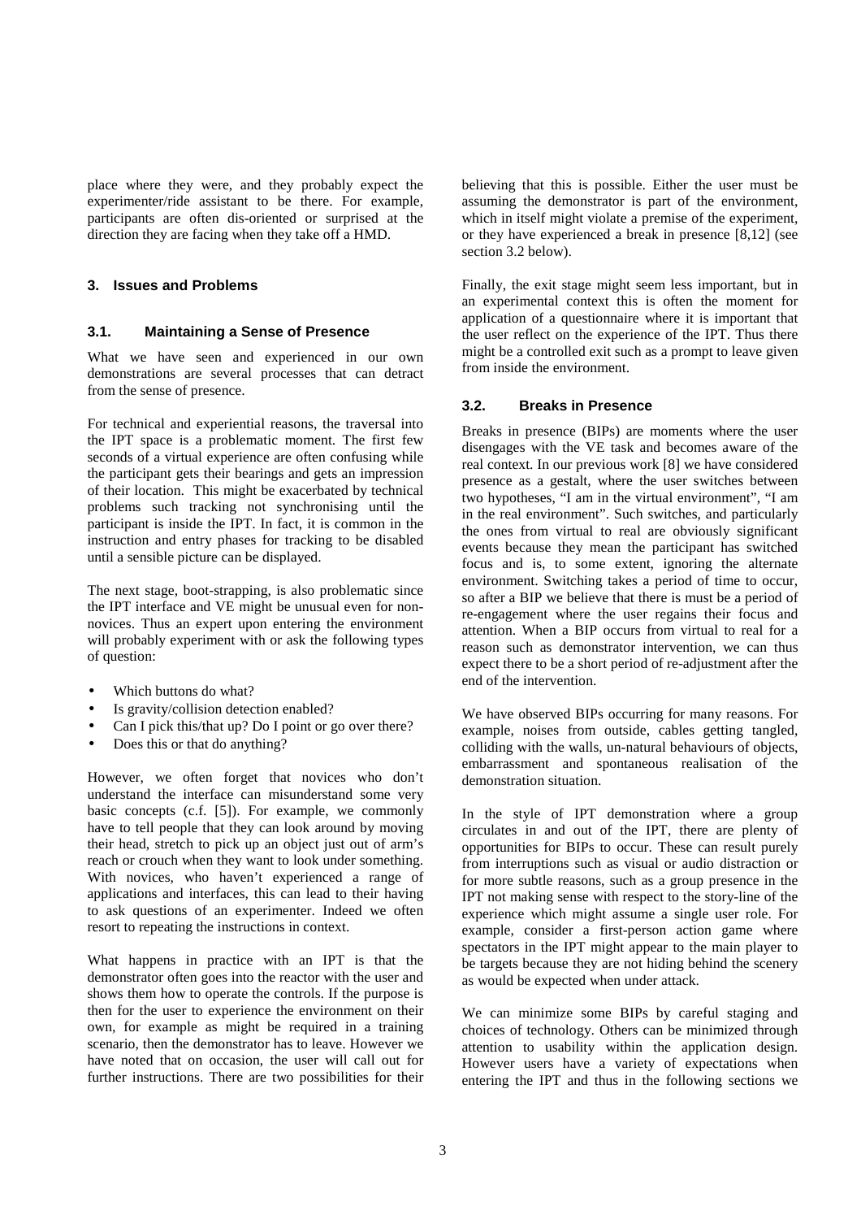place where they were, and they probably expect the experimenter/ride assistant to be there. For example, participants are often dis-oriented or surprised at the direction they are facing when they take off a HMD.

## 3. Issues and Problems

### 3.1. Maintaining a Sense of Presence

What we have seen and experienced in our own demonstrations are several processes that can detract from the sense of presence.

For technical and experiential reasons, the traversal into the IPT space is a problematic moment. The first few seconds of a virtual experience are often confusing while the participant gets their bearings and gets an impression of their location. This might be exacerbated by technical problems such tracking not synchronising until the participant is inside the IPT. In fact, it is common in the instruction and entry phases for tracking to be disabled until a sensible picture can be displayed.

The next stage, boot-strapping, is also problematic since the IPT interface and VE might be unusual even for non-novices. Thus an expert upon entering the environment will probably experiment with or ask the following types of question:

- Which buttons do what?
- Is gravity/collision detection enabled?
- Can I pick this/that up? Do I point or go over there?
- Does this or that do anything?

However, we often forget that novices who don't understand the interface can misunderstand some very basic concepts (c.f. [5]). For example, we commonly have to tell people that they can look around by moving their head, stretch to pick up an object just out of arm's reach or crouch when they want to look under something. With novices, who haven't experienced a range of applications and interfaces, this can lead to their having to ask questions of an experimenter. Indeed we often resort to repeating the instructions in context.

What happens in practice with an IPT is that the demonstrator often goes into the reactor with the user and shows them how to operate the controls. If the purpose is then for the user to experience the environment on their own, for example as might be required in a training scenario, then the demonstrator has to leave. However we have noted that on occasion, the user will call out for further instructions. There are two possibilities for their believing that this is possible. Either the user must be assuming the demonstrator is part of the environment, which in itself might violate a premise of the experiment, or they have experienced a break in presence [8,12] (see section 3.2 below).

Finally, the exit stage might seem less important, but in an experimental context this is often the moment for application of a questionnaire where it is important that the user reflect on the experience of the IPT. Thus there might be a controlled exit such as a prompt to leave given from inside the environment.

### 3.2. Breaks in Presence

Breaks in presence (BIPs) are moments where the user disengages with the VE task and becomes aware of the real context. In our previous work [8] we have considered presence as a gestalt, where the user switches between two hypotheses, "I am in the virtual environment", "I am in the real environment". Such switches, and particularly the ones from virtual to real are obviously significant events because they mean the participant has switched focus and is, to some extent, ignoring the alternate environment. Switching takes a period of time to occur, so after a BIP we believe that there is must be a period of re-engagement where the user regains their focus and attention. When a BIP occurs from virtual to real for a reason such as demonstrator intervention, we can thus expect there to be a short period of re-adjustment after the end of the intervention.

We have observed BIPs occurring for many reasons. For example, noises from outside, cables getting tangled, colliding with the walls, un-natural behaviours of objects, embarrassment and spontaneous realisation of the demonstration situation.

In the style of IPT demonstration where a group circulates in and out of the IPT, there are plenty of opportunities for BIPs to occur. These can result purely from interruptions such as visual or audio distraction or for more subtle reasons, such as a group presence in the IPT not making sense with respect to the story-line of the experience which might assume a single user role. For example, consider a first-person action game where spectators in the IPT might appear to the main player to be targets because they are not hiding behind the scenery as would be expected when under attack.

We can minimize some BIPs by careful staging and choices of technology. Others can be minimized through attention to usability within the application design. However users have a variety of expectations when entering the IPT and thus in the following sections we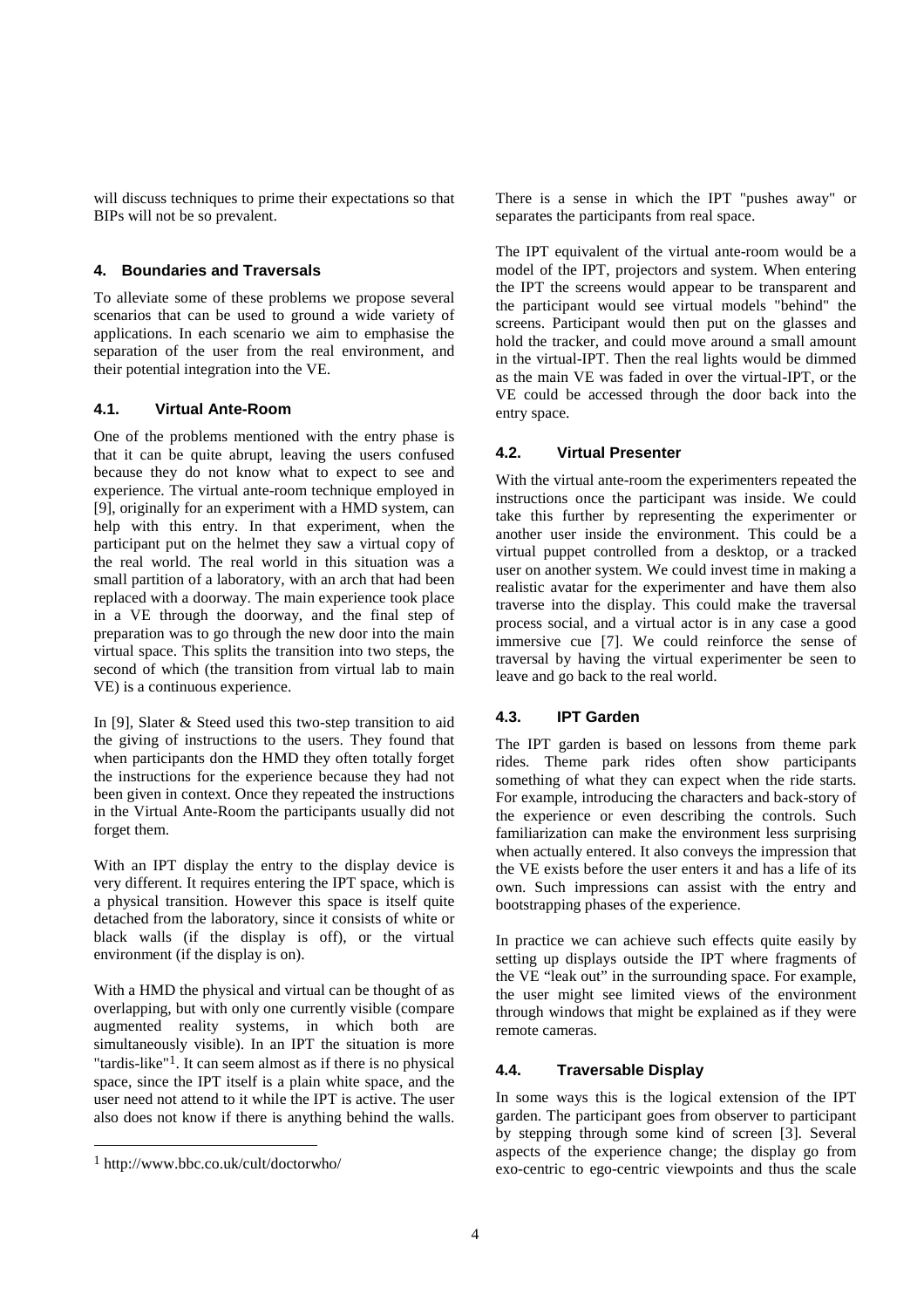will discuss techniques to prime their expectations so that BIPs will not be so prevalent.

## 4. Boundaries and Traversals

To alleviate some of these problems we propose several scenarios that can be used to ground a wide variety of applications. In each scenario we aim to emphasise the separation of the user from the real environment, and their potential integration into the VE.

### 4.1. Virtual Ante-Room

One of the problems mentioned with the entry phase is that it can be quite abrupt, leaving the users confused because they do not know what to expect to see and experience. The virtual ante-room technique employed in [9], originally for an experiment with a HMD system, can help with this entry. In that experiment, when the participant put on the helmet they saw a virtual copy of the real world. The real world in this situation was a small partition of a laboratory, with an arch that had been replaced with a doorway. The main experience took place in a VE through the doorway, and the final step of preparation was to go through the new door into the main virtual space. This splits the transition into two steps, the second of which (the transition from virtual lab to main VE) is a continuous experience.

In [9], Slater & Steed used this two-step transition to aid the giving of instructions to the users. They found that when participants don the HMD they often totally forget the instructions for the experience because they had not been given in context. Once they repeated the instructions in the Virtual Ante-Room the participants usually did not forget them.

With an IPT display the entry to the display device is very different. It requires entering the IPT space, which is a physical transition. However this space is itself quite detached from the laboratory, since it consists of white or black walls (if the display is off), or the virtual environment (if the display is on).

With a HMD the physical and virtual can be thought of as overlapping, but with only one currently visible (compare augmented reality systems, in which both are simultaneously visible). In an IPT the situation is more "tardis-like"[1]. It can seem almost as if there is no physical space, since the IPT itself is a plain white space, and the user need not attend to it while the IPT is active. The user also does not know if there is anything behind the walls. There is a sense in which the IPT "pushes away" or separates the participants from real space.

The IPT equivalent of the virtual ante-room would be a model of the IPT, projectors and system. When entering the IPT the screens would appear to be transparent and the participant would see virtual models "behind" the screens. Participant would then put on the glasses and hold the tracker, and could move around a small amount in the virtual-IPT. Then the real lights would be dimmed as the main VE was faded in over the virtual-IPT, or the VE could be accessed through the door back into the entry space.

[1] http://www.bbc.co.uk/cult/doctorwho/

### 4.2. Virtual Presenter

With the virtual ante-room the experimenters repeated the instructions once the participant was inside. We could take this further by representing the experimenter or another user inside the environment. This could be a virtual puppet controlled from a desktop, or a tracked user on another system. We could invest time in making a realistic avatar for the experimenter and have them also traverse into the display. This could make the traversal process social, and a virtual actor is in any case a good immersive cue [7]. We could reinforce the sense of traversal by having the virtual experimenter be seen to leave and go back to the real world.

### 4.3. IPT Garden

The IPT garden is based on lessons from theme park rides. Theme park rides often show participants something of what they can expect when the ride starts. For example, introducing the characters and back-story of the experience or even describing the controls. Such familiarization can make the environment less surprising when actually entered. It also conveys the impression that the VE exists before the user enters it and has a life of its own. Such impressions can assist with the entry and bootstrapping phases of the experience.

In practice we can achieve such effects quite easily by setting up displays outside the IPT where fragments of the VE "leak out" in the surrounding space. For example, the user might see limited views of the environment through windows that might be explained as if they were remote cameras.

### 4.4. Traversable Display

In some ways this is the logical extension of the IPT garden. The participant goes from observer to participant by stepping through some kind of screen [3]. Several aspects of the experience change; the display go from exo-centric to ego-centric viewpoints and thus the scale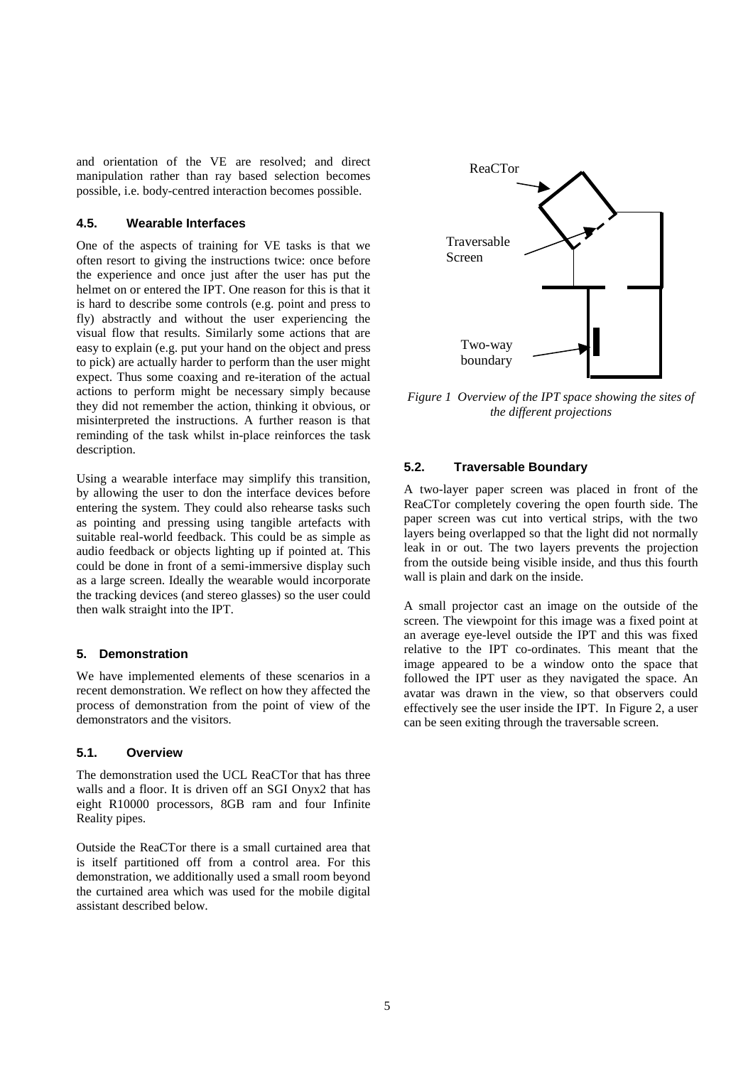and orientation of the VE are resolved; and direct manipulation rather than ray based selection becomes possible, i.e. body-centred interaction becomes possible.

### 4.5. Wearable Interfaces

One of the aspects of training for VE tasks is that we often resort to giving the instructions twice: once before the experience and once just after the user has put the helmet on or entered the IPT. One reason for this is that it is hard to describe some controls (e.g. point and press to fly) abstractly and without the user experiencing the visual flow that results. Similarly some actions that are easy to explain (e.g. put your hand on the object and press to pick) are actually harder to perform than the user might expect. Thus some coaxing and re-iteration of the actual actions to perform might be necessary simply because they did not remember the action, thinking it obvious, or misinterpreted the instructions. A further reason is that reminding of the task whilst in-place reinforces the task description.

Using a wearable interface may simplify this transition, by allowing the user to don the interface devices before entering the system. They could also rehearse tasks such as pointing and pressing using tangible artefacts with suitable real-world feedback. This could be as simple as audio feedback or objects lighting up if pointed at. This could be done in front of a semi-immersive display such as a large screen. Ideally the wearable would incorporate the tracking devices (and stereo glasses) so the user could then walk straight into the IPT.

## 5. Demonstration

We have implemented elements of these scenarios in a recent demonstration. We reflect on how they affected the process of demonstration from the point of view of the demonstrators and the visitors.

### 5.1. Overview

The demonstration used the UCL ReaCTor that has three walls and a floor. It is driven off an SGI Onyx2 that has eight R10000 processors, 8GB ram and four Infinite Reality pipes.

Outside the ReaCTor there is a small curtained area that is itself partitioned off from a control area. For this demonstration, we additionally used a small room beyond the curtained area which was used for the mobile digital assistant described below.

ReaCTor

Traversable Screen

Two-way boundary

*Figure 1 Overview of the IPT space showing the sites of the different projections*

### 5.2. Traversable Boundary

A two-layer paper screen was placed in front of the ReaCTor completely covering the open fourth side. The paper screen was cut into vertical strips, with the two layers being overlapped so that the light did not normally leak in or out. The two layers prevents the projection from the outside being visible inside, and thus this fourth wall is plain and dark on the inside.

A small projector cast an image on the outside of the screen. The viewpoint for this image was a fixed point at an average eye-level outside the IPT and this was fixed relative to the IPT co-ordinates. This meant that the image appeared to be a window onto the space that followed the IPT user as they navigated the space. An avatar was drawn in the view, so that observers could effectively see the user inside the IPT. In Figure 2, a user can be seen exiting through the traversable screen.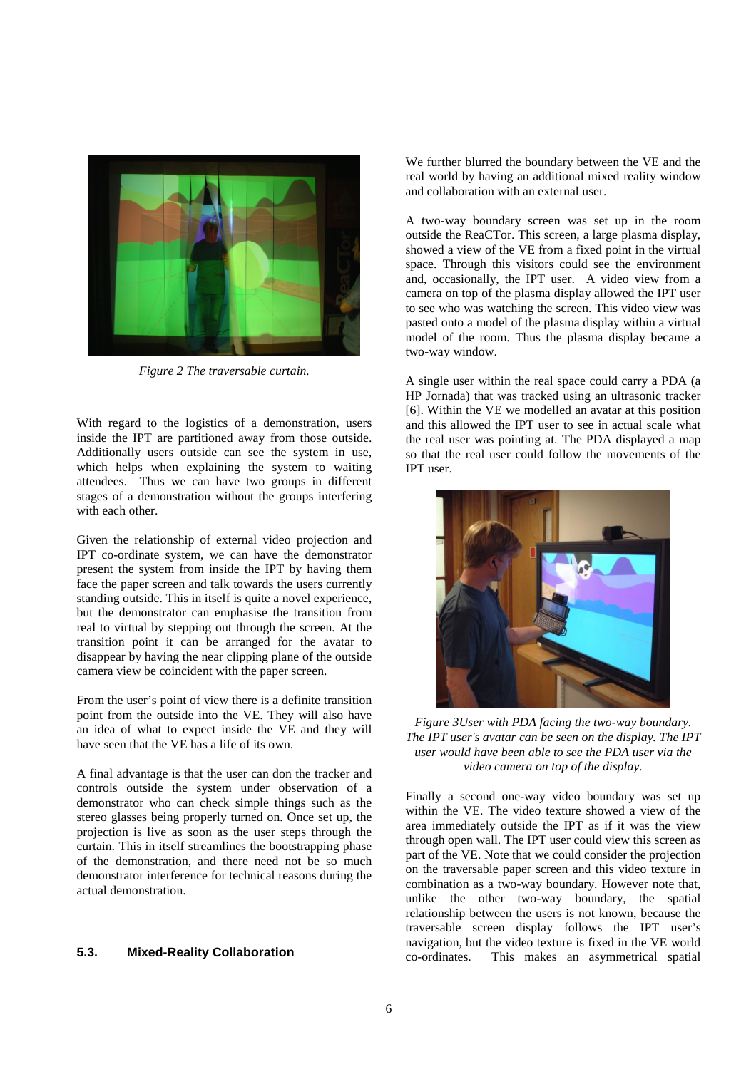*Figure 2 The traversable curtain.*

With regard to the logistics of a demonstration, users inside the IPT are partitioned away from those outside. Additionally users outside can see the system in use, which helps when explaining the system to waiting attendees. Thus we can have two groups in different stages of a demonstration without the groups interfering with each other.

Given the relationship of external video projection and IPT co-ordinate system, we can have the demonstrator present the system from inside the IPT by having them face the paper screen and talk towards the users currently standing outside. This in itself is quite a novel experience, but the demonstrator can emphasise the transition from real to virtual by stepping out through the screen. At the transition point it can be arranged for the avatar to disappear by having the near clipping plane of the outside camera view be coincident with the paper screen.

From the user's point of view there is a definite transition point from the outside into the VE. They will also have an idea of what to expect inside the VE and they will have seen that the VE has a life of its own.

A final advantage is that the user can don the tracker and controls outside the system under observation of a demonstrator who can check simple things such as the stereo glasses being properly turned on. Once set up, the projection is live as soon as the user steps through the curtain. This in itself streamlines the bootstrapping phase of the demonstration, and there need not be so much demonstrator interference for technical reasons during the actual demonstration.

### 5.3. Mixed-Reality Collaboration

We further blurred the boundary between the VE and the real world by having an additional mixed reality window and collaboration with an external user.

A two-way boundary screen was set up in the room outside the ReaCTor. This screen, a large plasma display, showed a view of the VE from a fixed point in the virtual space. Through this visitors could see the environment and, occasionally, the IPT user. A video view from a camera on top of the plasma display allowed the IPT user to see who was watching the screen. This video view was pasted onto a model of the plasma display within a virtual model of the room. Thus the plasma display became a two-way window.

A single user within the real space could carry a PDA (a HP Jornada) that was tracked using an ultrasonic tracker [6]. Within the VE we modelled an avatar at this position and this allowed the IPT user to see in actual scale what the real user was pointing at. The PDA displayed a map so that the real user could follow the movements of the IPT user.

*Figure 3User with PDA facing the two-way boundary. The IPT user's avatar can be seen on the display. The IPT user would have been able to see the PDA user via the video camera on top of the display.*

Finally a second one-way video boundary was set up within the VE. The video texture showed a view of the area immediately outside the IPT as if it was the view through open wall. The IPT user could view this screen as part of the VE. Note that we could consider the projection on the traversable paper screen and this video texture in combination as a two-way boundary. However note that, unlike the other two-way boundary, the spatial relationship between the users is not known, because the traversable screen display follows the IPT user's navigation, but the video texture is fixed in the VE world co-ordinates. This makes an asymmetrical spatial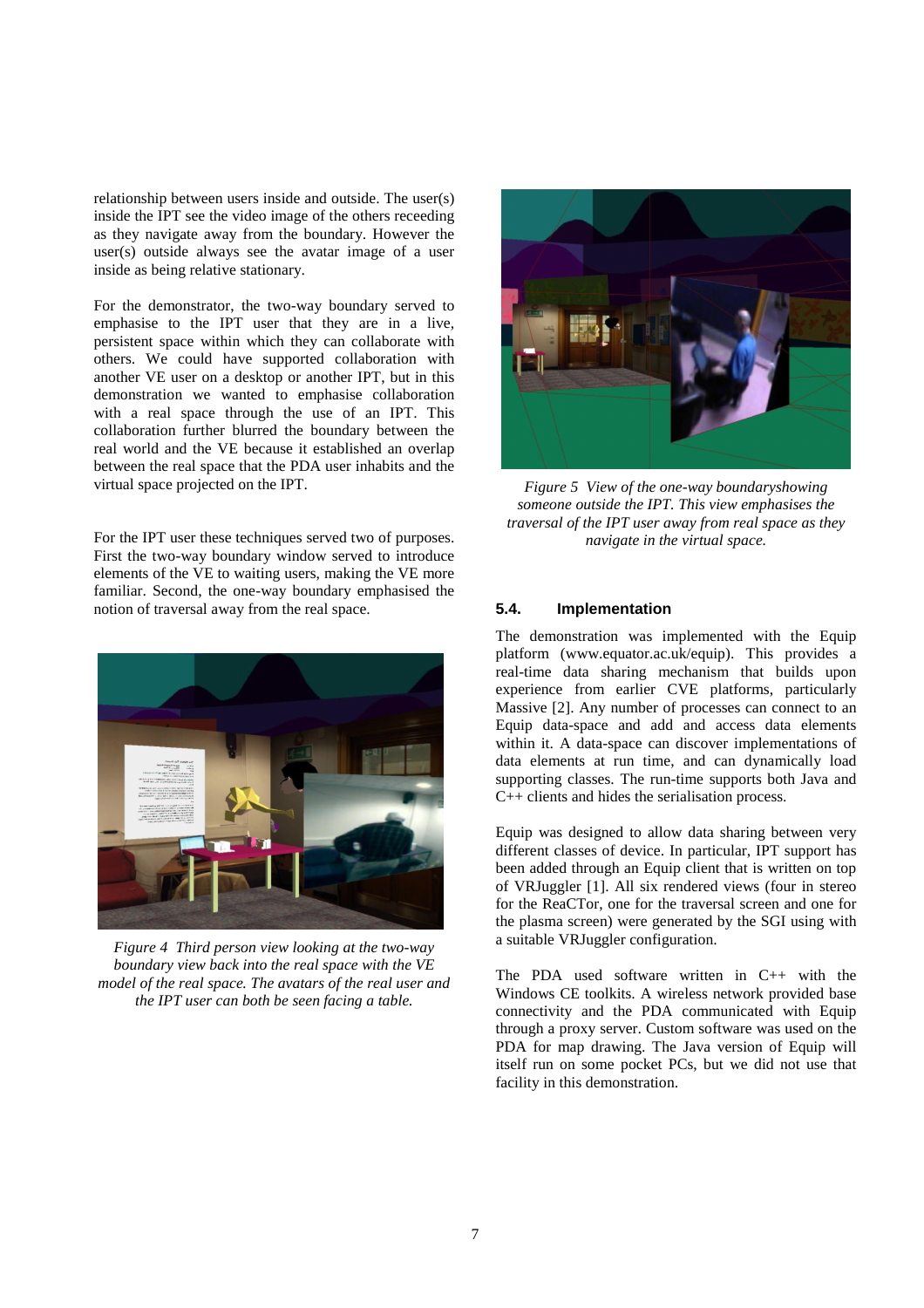relationship between users inside and outside. The user(s) inside the IPT see the video image of the others receeding as they navigate away from the boundary. However the user(s) outside always see the avatar image of a user inside as being relative stationary.

For the demonstrator, the two-way boundary served to emphasise to the IPT user that they are in a live, persistent space within which they can collaborate with others. We could have supported collaboration with another VE user on a desktop or another IPT, but in this demonstration we wanted to emphasise collaboration with a real space through the use of an IPT. This collaboration further blurred the boundary between the real world and the VE because it established an overlap between the real space that the PDA user inhabits and the virtual space projected on the IPT.

For the IPT user these techniques served two of purposes. First the two-way boundary window served to introduce elements of the VE to waiting users, making the VE more familiar. Second, the one-way boundary emphasised the notion of traversal away from the real space.

*Figure 4 Third person view looking at the two-way boundary view back into the real space with the VE model of the real space. The avatars of the real user and the IPT user can both be seen facing a table.*

*Figure 5 View of the one-way boundaryshowing someone outside the IPT. This view emphasises the traversal of the IPT user away from real space as they navigate in the virtual space.*

### 5.4. Implementation

The demonstration was implemented with the Equip platform (www.equator.ac.uk/equip). This provides a real-time data sharing mechanism that builds upon experience from earlier CVE platforms, particularly Massive [2]. Any number of processes can connect to an Equip data-space and add and access data elements within it. A data-space can discover implementations of data elements at run time, and can dynamically load supporting classes. The run-time supports both Java and C++ clients and hides the serialisation process.

Equip was designed to allow data sharing between very different classes of device. In particular, IPT support has been added through an Equip client that is written on top of VRJuggler [1]. All six rendered views (four in stereo for the ReaCTor, one for the traversal screen and one for the plasma screen) were generated by the SGI using with a suitable VRJuggler configuration.

The PDA used software written in C++ with the Windows CE toolkits. A wireless network provided base connectivity and the PDA communicated with Equip through a proxy server. Custom software was used on the PDA for map drawing. The Java version of Equip will itself run on some pocket PCs, but we did not use that facility in this demonstration.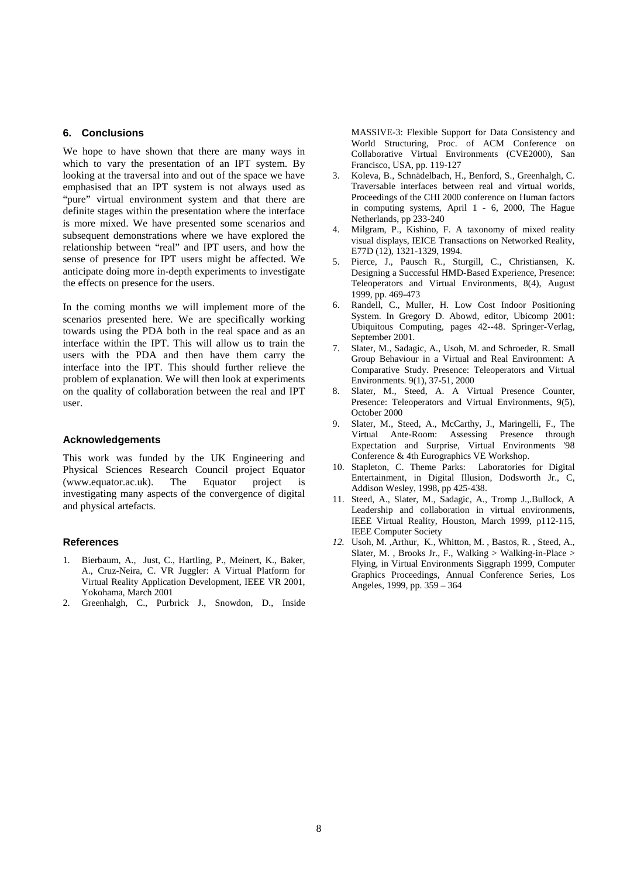## 6. Conclusions

We hope to have shown that there are many ways in which to vary the presentation of an IPT system. By looking at the traversal into and out of the space we have emphasised that an IPT system is not always used as "pure" virtual environment system and that there are definite stages within the presentation where the interface is more mixed. We have presented some scenarios and subsequent demonstrations where we have explored the relationship between "real" and IPT users, and how the sense of presence for IPT users might be affected. We anticipate doing more in-depth experiments to investigate the effects on presence for the users.

In the coming months we will implement more of the scenarios presented here. We are specifically working towards using the PDA both in the real space and as an interface within the IPT. This will allow us to train the users with the PDA and then have them carry the interface into the IPT. This should further relieve the problem of explanation. We will then look at experiments on the quality of collaboration between the real and IPT user.

## Acknowledgements

This work was funded by the UK Engineering and Physical Sciences Research Council project Equator (www.equator.ac.uk). The Equator project is investigating many aspects of the convergence of digital and physical artefacts.

## References

1. Bierbaum, A., Just, C., Hartling, P., Meinert, K., Baker, A., Cruz-Neira, C. VR Juggler: A Virtual Platform for Virtual Reality Application Development, IEEE VR 2001, Yokohama, March 2001
2. Greenhalgh, C., Purbrick J., Snowdon, D., Inside MASSIVE-3: Flexible Support for Data Consistency and World Structuring, Proc. of ACM Conference on Collaborative Virtual Environments (CVE2000), San Francisco, USA, pp. 119-127
3. Koleva, B., Schnädelbach, H., Benford, S., Greenhalgh, C. Traversable interfaces between real and virtual worlds, Proceedings of the CHI 2000 conference on Human factors in computing systems, April 1 - 6, 2000, The Hague Netherlands, pp 233-240
4. Milgram, P., Kishino, F. A taxonomy of mixed reality visual displays, IEICE Transactions on Networked Reality, E77D (12), 1321-1329, 1994.
5. Pierce, J., Pausch R., Sturgill, C., Christiansen, K. Designing a Successful HMD-Based Experience, Presence: Teleoperators and Virtual Environments, 8(4), August 1999, pp. 469-473
6. Randell, C., Muller, H. Low Cost Indoor Positioning System. In Gregory D. Abowd, editor, Ubicomp 2001: Ubiquitous Computing, pages 42--48. Springer-Verlag, September 2001.
7. Slater, M., Sadagic, A., Usoh, M. and Schroeder, R. Small Group Behaviour in a Virtual and Real Environment: A Comparative Study. Presence: Teleoperators and Virtual Environments. 9(1), 37-51, 2000
8. Slater, M., Steed, A. A Virtual Presence Counter, Presence: Teleoperators and Virtual Environments, 9(5), October 2000
9. Slater, M., Steed, A., McCarthy, J., Maringelli, F., The Virtual Ante-Room: Assessing Presence through Expectation and Surprise, Virtual Environments '98 Conference & 4th Eurographics VE Workshop.
10. Stapleton, C. Theme Parks: Laboratories for Digital Entertainment, in Digital Illusion, Dodsworth Jr., C, Addison Wesley, 1998, pp 425-438.
11. Steed, A., Slater, M., Sadagic, A., Tromp J.,.Bullock, A Leadership and collaboration in virtual environments, IEEE Virtual Reality, Houston, March 1999, p112-115, IEEE Computer Society
12. Usoh, M. ,Arthur, K., Whitton, M. , Bastos, R. , Steed, A., Slater, M. , Brooks Jr., F., Walking > Walking-in-Place > Flying, in Virtual Environments Siggraph 1999, Computer Graphics Proceedings, Annual Conference Series, Los Angeles, 1999, pp. 359 – 364